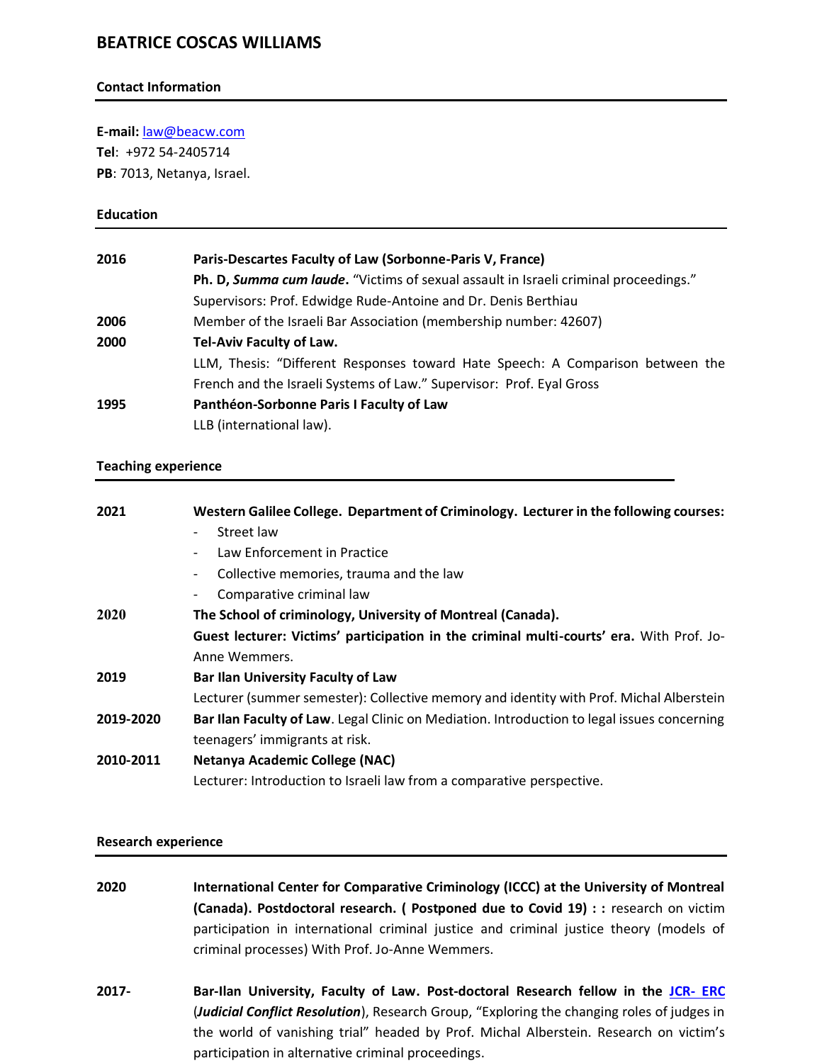# BEATRICE COSCAS WILLIAMS

## Contact Information

**E-mail:** law@beacw.com
**Tel**: +972 54-2405714
**PB**: 7013, Netanya, Israel.

## Education

| | |
|---|---|
| **2016** | **Paris-Descartes Faculty of Law (Sorbonne-Paris V, France)**<br>**Ph. D, *Summa cum laude*.** "Victims of sexual assault in Israeli criminal proceedings." Supervisors: Prof. Edwidge Rude-Antoine and Dr. Denis Berthiau |
| **2006** | Member of the Israeli Bar Association (membership number: 42607) |
| **2000** | **Tel-Aviv Faculty of Law.**<br>LLM, Thesis: "Different Responses toward Hate Speech: A Comparison between the French and the Israeli Systems of Law." Supervisor: Prof. Eyal Gross |
| **1995** | **Panthéon-Sorbonne Paris I Faculty of Law**<br>LLB (international law). |

## Teaching experience

**2021** — **Western Galilee College. Department of Criminology. Lecturer in the following courses:**
- Street law
- Law Enforcement in Practice
- Collective memories, trauma and the law
- Comparative criminal law

**2020** — **The School of criminology, University of Montreal (Canada).**
**Guest lecturer: Victims' participation in the criminal multi-courts' era.** With Prof. Jo-Anne Wemmers.

**2019** — **Bar Ilan University Faculty of Law**
Lecturer (summer semester): Collective memory and identity with Prof. Michal Alberstein

**2019-2020** — **Bar Ilan Faculty of Law**. Legal Clinic on Mediation. Introduction to legal issues concerning teenagers' immigrants at risk.

**2010-2011** — **Netanya Academic College (NAC)**
Lecturer: Introduction to Israeli law from a comparative perspective.

## Research experience

**2020** — **International Center for Comparative Criminology (ICCC) at the University of Montreal (Canada). Postdoctoral research. ( Postponed due to Covid 19) : :** research on victim participation in international criminal justice and criminal justice theory (models of criminal processes) With Prof. Jo-Anne Wemmers.

**2017-** — **Bar-Ilan University, Faculty of Law. Post-doctoral Research fellow in the JCR- ERC** (***Judicial Conflict Resolution***), Research Group, "Exploring the changing roles of judges in the world of vanishing trial" headed by Prof. Michal Alberstein. Research on victim's participation in alternative criminal proceedings.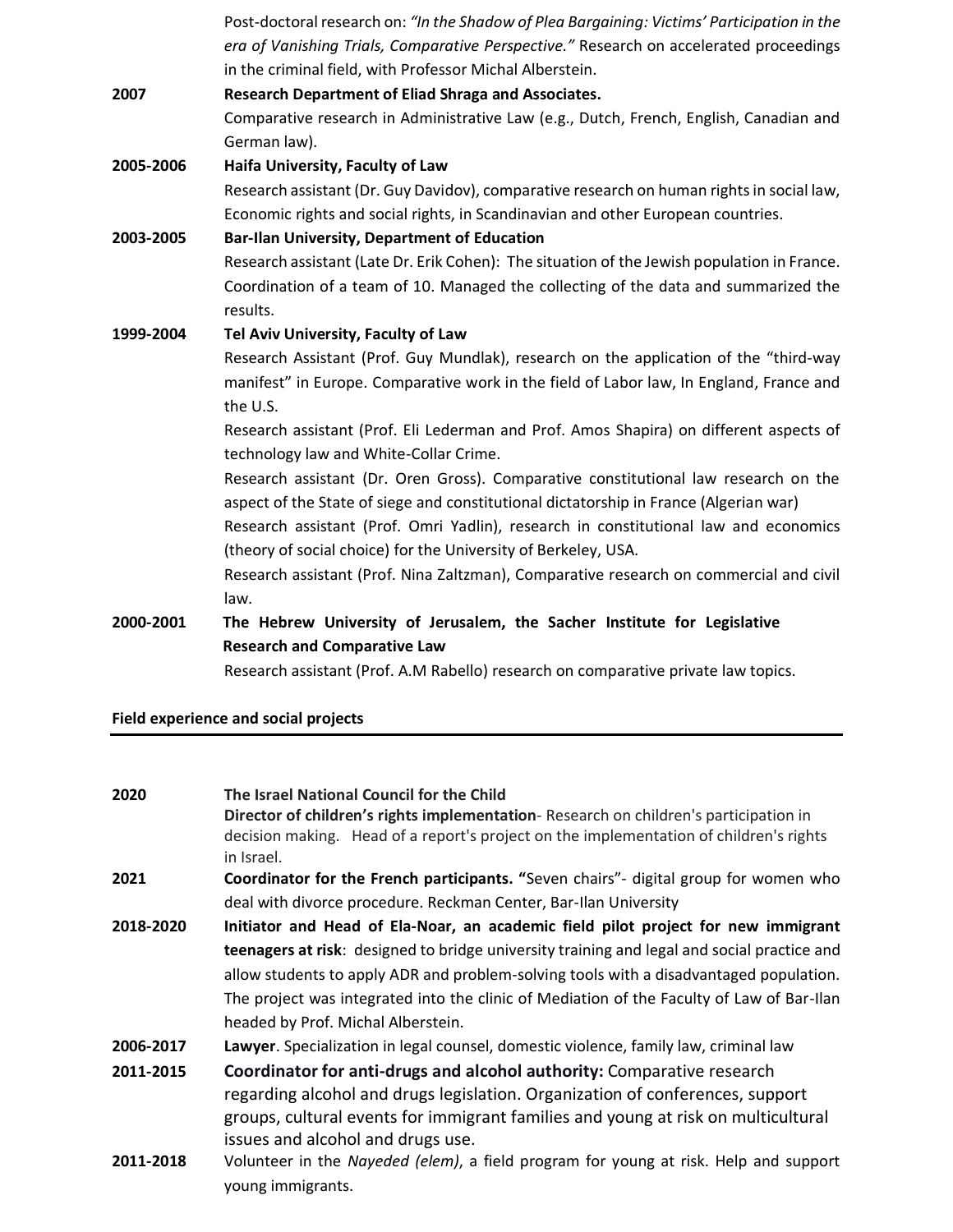Post-doctoral research on: *"In the Shadow of Plea Bargaining: Victims' Participation in the era of Vanishing Trials, Comparative Perspective."* Research on accelerated proceedings in the criminal field, with Professor Michal Alberstein.

**2007** **Research Department of Eliad Shraga and Associates.**
Comparative research in Administrative Law (e.g., Dutch, French, English, Canadian and German law).

**2005-2006** **Haifa University, Faculty of Law**
Research assistant (Dr. Guy Davidov), comparative research on human rights in social law, Economic rights and social rights, in Scandinavian and other European countries.

**2003-2005** **Bar-Ilan University, Department of Education**
Research assistant (Late Dr. Erik Cohen): The situation of the Jewish population in France. Coordination of a team of 10. Managed the collecting of the data and summarized the results.

**1999-2004** **Tel Aviv University, Faculty of Law**
Research Assistant (Prof. Guy Mundlak), research on the application of the "third-way manifest" in Europe. Comparative work in the field of Labor law, In England, France and the U.S.
Research assistant (Prof. Eli Lederman and Prof. Amos Shapira) on different aspects of technology law and White-Collar Crime.
Research assistant (Dr. Oren Gross). Comparative constitutional law research on the aspect of the State of siege and constitutional dictatorship in France (Algerian war)
Research assistant (Prof. Omri Yadlin), research in constitutional law and economics (theory of social choice) for the University of Berkeley, USA.
Research assistant (Prof. Nina Zaltzman), Comparative research on commercial and civil law.

**2000-2001** **The Hebrew University of Jerusalem, the Sacher Institute for Legislative Research and Comparative Law**
Research assistant (Prof. A.M Rabello) research on comparative private law topics.

## Field experience and social projects

**2020** **The Israel National Council for the Child**
**Director of children's rights implementation**- Research on children's participation in decision making. Head of a report's project on the implementation of children's rights in Israel.

**2021** **Coordinator for the French participants. "**Seven chairs"- digital group for women who deal with divorce procedure. Reckman Center, Bar-Ilan University

**2018-2020** **Initiator and Head of Ela-Noar, an academic field pilot project for new immigrant teenagers at risk**: designed to bridge university training and legal and social practice and allow students to apply ADR and problem-solving tools with a disadvantaged population. The project was integrated into the clinic of Mediation of the Faculty of Law of Bar-Ilan headed by Prof. Michal Alberstein.

**2006-2017** **Lawyer**. Specialization in legal counsel, domestic violence, family law, criminal law

**2011-2015** **Coordinator for anti-drugs and alcohol authority:** Comparative research regarding alcohol and drugs legislation. Organization of conferences, support groups, cultural events for immigrant families and young at risk on multicultural issues and alcohol and drugs use.

**2011-2018** Volunteer in the *Nayeded (elem)*, a field program for young at risk. Help and support young immigrants.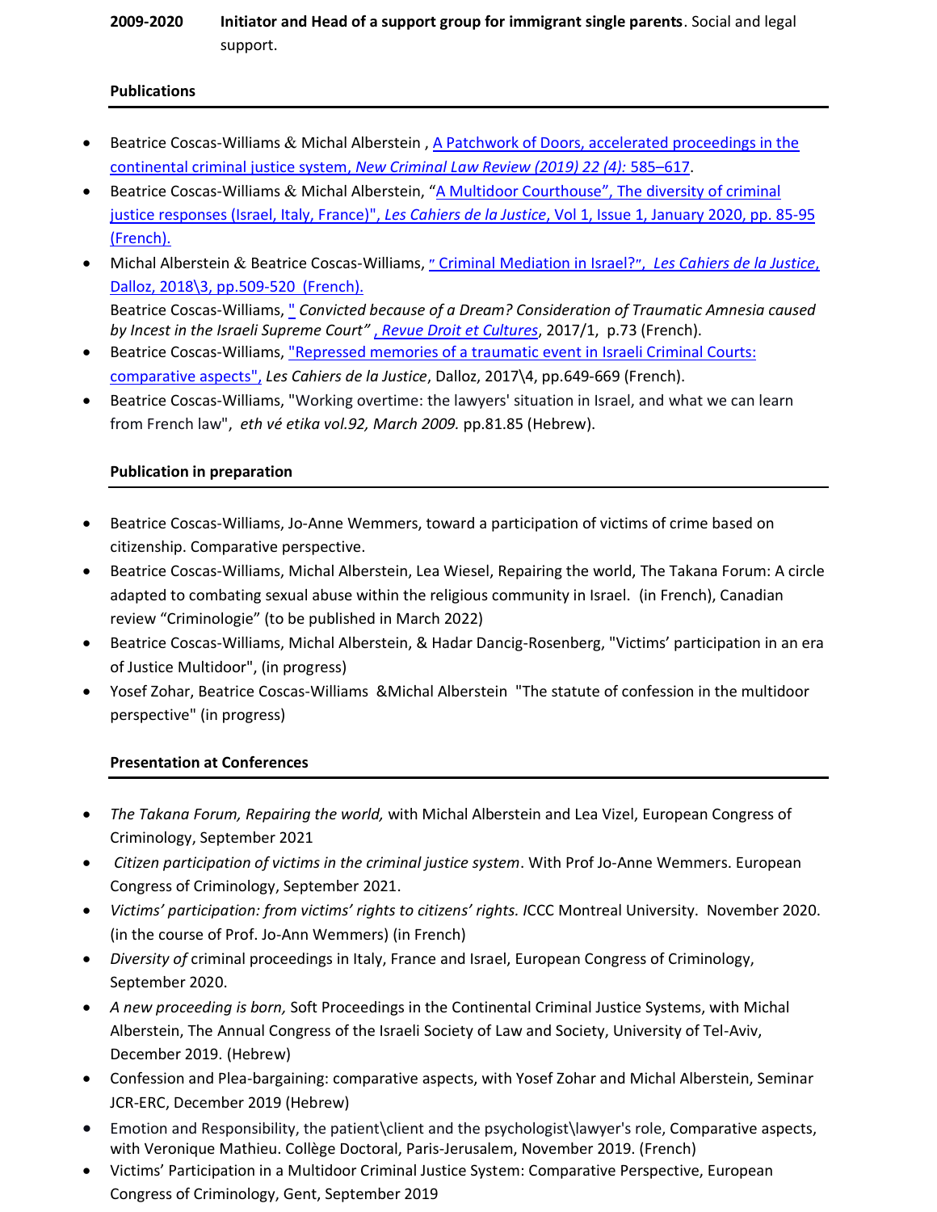**2009-2020** **Initiator and Head of a support group for immigrant single parents**. Social and legal support.

**Publications**

- Beatrice Coscas-Williams & Michal Alberstein , A Patchwork of Doors, accelerated proceedings in the continental criminal justice system, *New Criminal Law Review (2019) 22 (4):* 585–617.
- Beatrice Coscas-Williams & Michal Alberstein, "A Multidoor Courthouse", The diversity of criminal justice responses (Israel, Italy, France)", *Les Cahiers de la Justice*, Vol 1, Issue 1, January 2020, pp. 85-95 (French).
- Michal Alberstein & Beatrice Coscas-Williams, " Criminal Mediation in Israel?", *Les Cahiers de la Justice*, Dalloz, 2018\3, pp.509-520 (French).

  Beatrice Coscas-Williams, " *Convicted because of a Dream? Consideration of Traumatic Amnesia caused by Incest in the Israeli Supreme Court"* , *Revue Droit et Cultures*, 2017/1, p.73 (French).
- Beatrice Coscas-Williams, "Repressed memories of a traumatic event in Israeli Criminal Courts: comparative aspects", *Les Cahiers de la Justice*, Dalloz, 2017\4, pp.649-669 (French).
- Beatrice Coscas-Williams, "Working overtime: the lawyers' situation in Israel, and what we can learn from French law", *eth vé etika vol.92, March 2009.* pp.81.85 (Hebrew).

**Publication in preparation**

- Beatrice Coscas-Williams, Jo-Anne Wemmers, toward a participation of victims of crime based on citizenship. Comparative perspective.
- Beatrice Coscas-Williams, Michal Alberstein, Lea Wiesel, Repairing the world, The Takana Forum: A circle adapted to combating sexual abuse within the religious community in Israel. (in French), Canadian review "Criminologie" (to be published in March 2022)
- Beatrice Coscas-Williams, Michal Alberstein, & Hadar Dancig-Rosenberg, "Victims' participation in an era of Justice Multidoor", (in progress)
- Yosef Zohar, Beatrice Coscas-Williams &Michal Alberstein "The statute of confession in the multidoor perspective" (in progress)

**Presentation at Conferences**

- *The Takana Forum, Repairing the world,* with Michal Alberstein and Lea Vizel, European Congress of Criminology, September 2021
- *Citizen participation of victims in the criminal justice system*. With Prof Jo-Anne Wemmers. European Congress of Criminology, September 2021.
- *Victims' participation: from victims' rights to citizens' rights. I*CCC Montreal University. November 2020. (in the course of Prof. Jo-Ann Wemmers) (in French)
- *Diversity of* criminal proceedings in Italy, France and Israel, European Congress of Criminology, September 2020.
- *A new proceeding is born,* Soft Proceedings in the Continental Criminal Justice Systems, with Michal Alberstein, The Annual Congress of the Israeli Society of Law and Society, University of Tel-Aviv, December 2019. (Hebrew)
- Confession and Plea-bargaining: comparative aspects, with Yosef Zohar and Michal Alberstein, Seminar JCR-ERC, December 2019 (Hebrew)
- Emotion and Responsibility, the patient\client and the psychologist\lawyer's role, Comparative aspects, with Veronique Mathieu. Collège Doctoral, Paris-Jerusalem, November 2019. (French)
- Victims' Participation in a Multidoor Criminal Justice System: Comparative Perspective, European Congress of Criminology, Gent, September 2019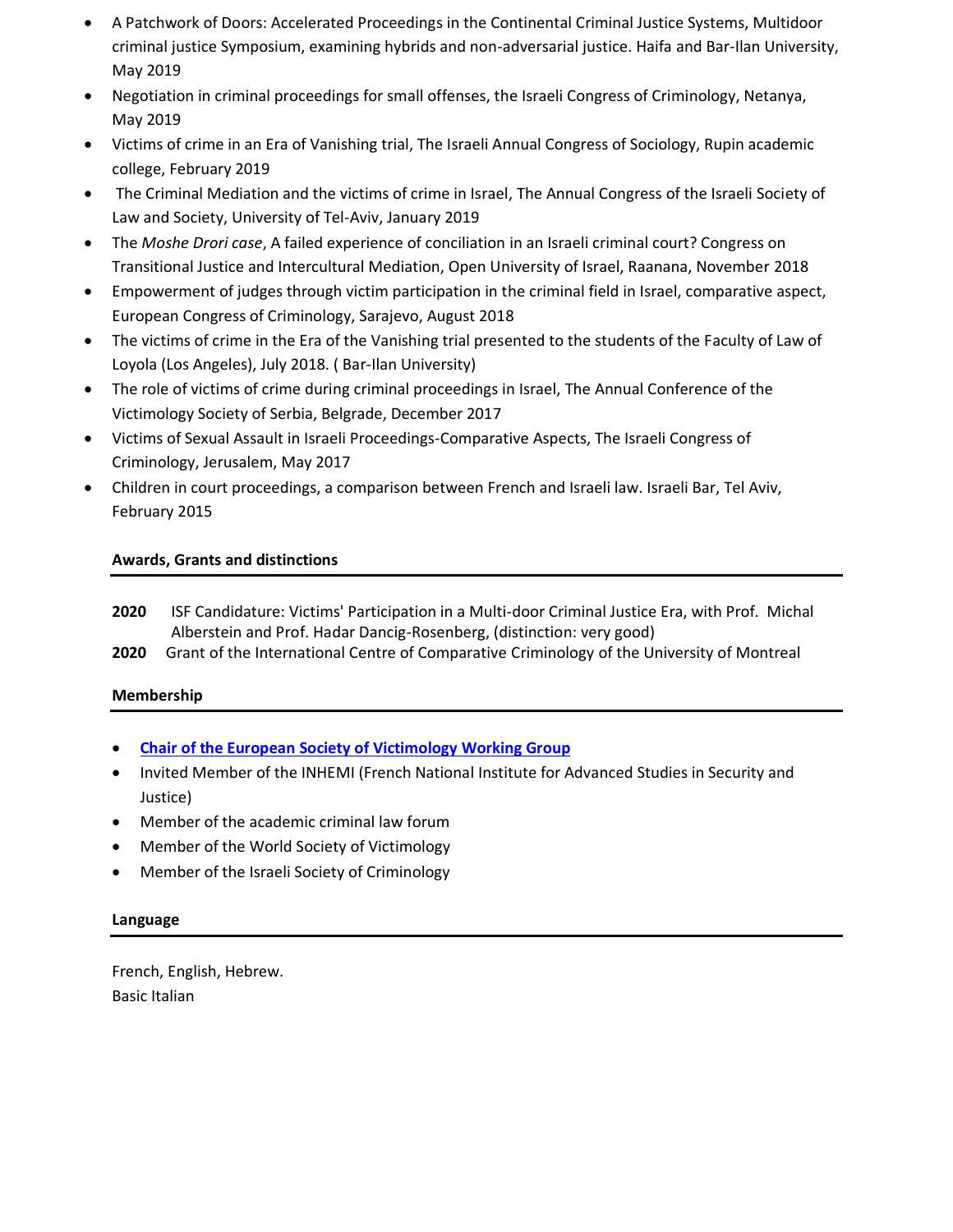- A Patchwork of Doors: Accelerated Proceedings in the Continental Criminal Justice Systems, Multidoor criminal justice Symposium, examining hybrids and non-adversarial justice. Haifa and Bar-Ilan University, May 2019
- Negotiation in criminal proceedings for small offenses, the Israeli Congress of Criminology, Netanya, May 2019
- Victims of crime in an Era of Vanishing trial, The Israeli Annual Congress of Sociology, Rupin academic college, February 2019
- The Criminal Mediation and the victims of crime in Israel, The Annual Congress of the Israeli Society of Law and Society, University of Tel-Aviv, January 2019
- The *Moshe Drori case*, A failed experience of conciliation in an Israeli criminal court? Congress on Transitional Justice and Intercultural Mediation, Open University of Israel, Raanana, November 2018
- Empowerment of judges through victim participation in the criminal field in Israel, comparative aspect, European Congress of Criminology, Sarajevo, August 2018
- The victims of crime in the Era of the Vanishing trial presented to the students of the Faculty of Law of Loyola (Los Angeles), July 2018. ( Bar-Ilan University)
- The role of victims of crime during criminal proceedings in Israel, The Annual Conference of the Victimology Society of Serbia, Belgrade, December 2017
- Victims of Sexual Assault in Israeli Proceedings-Comparative Aspects, The Israeli Congress of Criminology, Jerusalem, May 2017
- Children in court proceedings, a comparison between French and Israeli law. Israeli Bar, Tel Aviv, February 2015

**Awards, Grants and distinctions**

**2020** ISF Candidature: Victims' Participation in a Multi-door Criminal Justice Era, with Prof. Michal Alberstein and Prof. Hadar Dancig-Rosenberg, (distinction: very good)

**2020** Grant of the International Centre of Comparative Criminology of the University of Montreal

**Membership**

- **Chair of the European Society of Victimology Working Group**
- Invited Member of the INHEMI (French National Institute for Advanced Studies in Security and Justice)
- Member of the academic criminal law forum
- Member of the World Society of Victimology
- Member of the Israeli Society of Criminology

**Language**

French, English, Hebrew.
Basic Italian